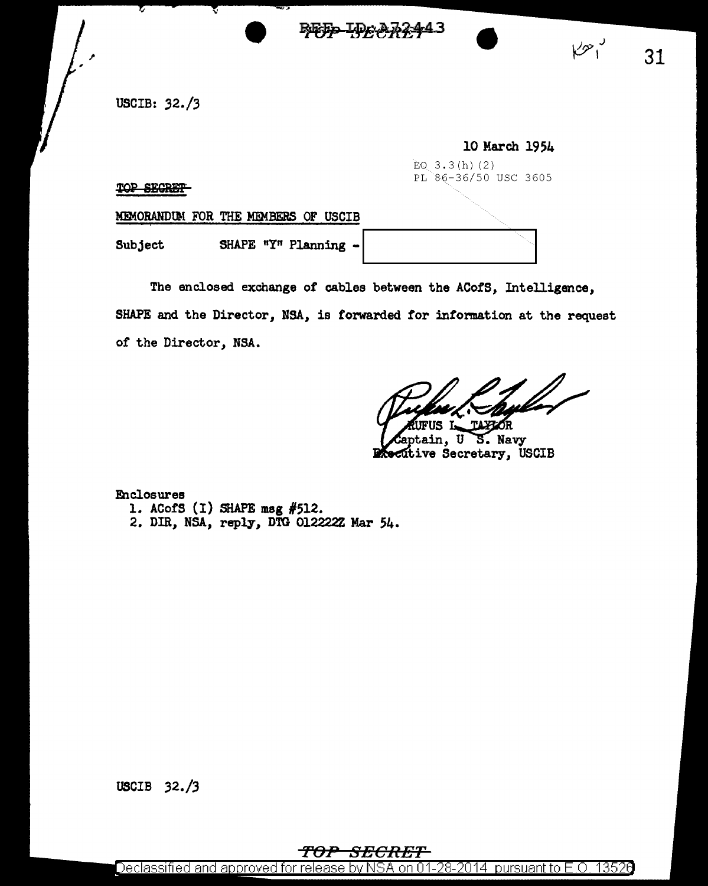REF ID:A72443

TOP SECRET

USCIB: 32./3

10 March 1954

EO 3.3(h)(2)
PL 86-36/50 USC 3605

~~TOP SECRET~~

MEMORANDUM FOR THE MEMBERS OF USCIB

Subject SHAPE "Y" Planning - [redacted]

The enclosed exchange of cables between the ACofS, Intelligence, SHAPE and the Director, NSA, is forwarded for information at the request of the Director, NSA.

RUFUS L. TAYLOR
Captain, U S. Navy
Executive Secretary, USCIB

Enclosures
1. ACofS (I) SHAPE msg #512.
2. DIR, NSA, reply, DTG 012222Z Mar 54.

USCIB 32./3

TOP SECRET

Declassified and approved for release by NSA on 01-28-2014 pursuant to E.O. 13526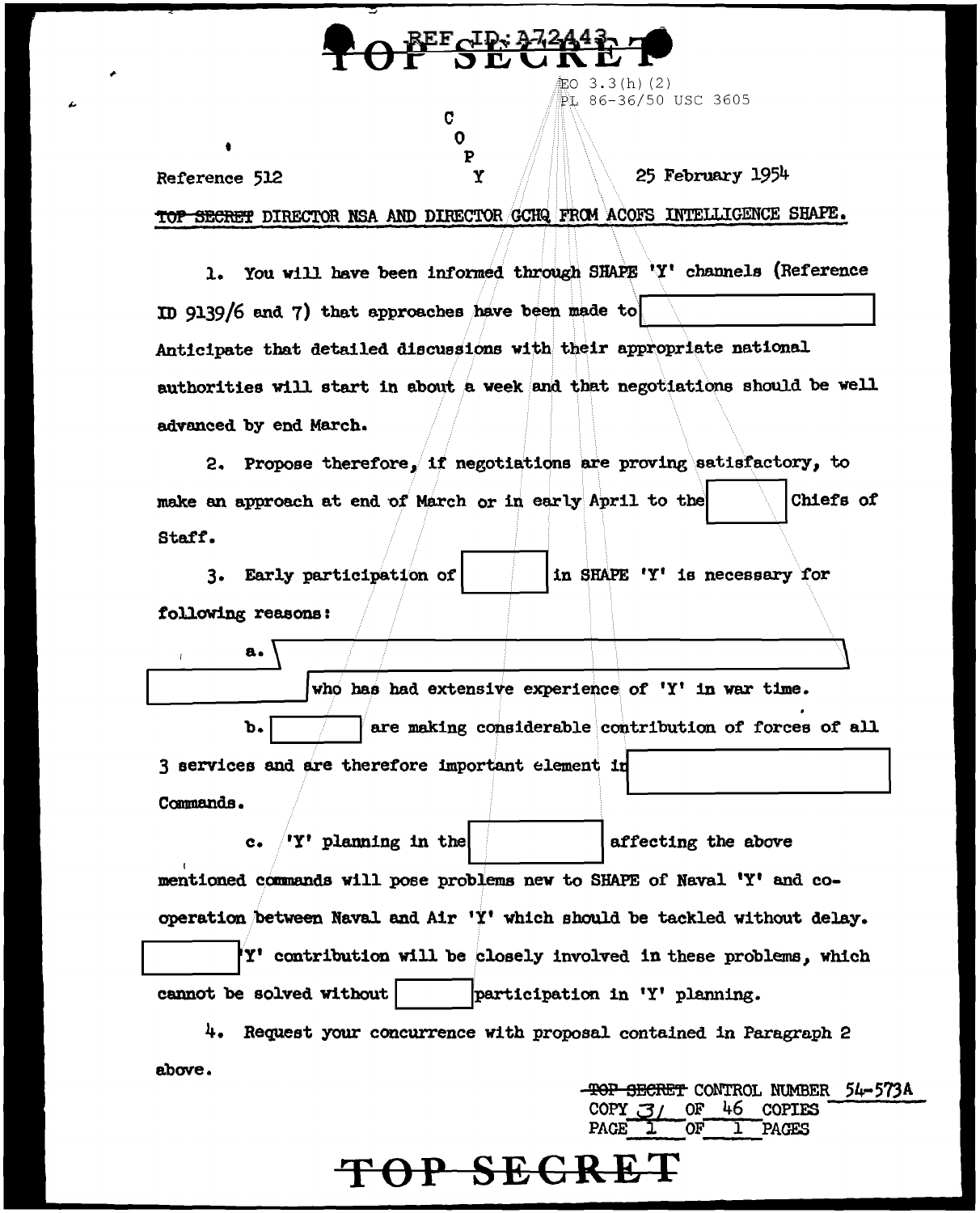REF ID:A72443

TOP SECRET

EO 3.3(h)(2)
PL 86-36/50 USC 3605

COPY

Reference 512 25 February 1954

~~TOP SECRET~~ DIRECTOR NSA AND DIRECTOR GCHQ FROM ACOFS INTELLIGENCE SHAPE.

1. You will have been informed through SHAPE 'Y' channels (Reference ID 9139/6 and 7) that approaches have been made to [redacted] Anticipate that detailed discussions with their appropriate national authorities will start in about a week and that negotiations should be well advanced by end March.

2. Propose therefore, if negotiations are proving satisfactory, to make an approach at end of March or in early April to the [redacted] Chiefs of Staff.

3. Early participation of [redacted] in SHAPE 'Y' is necessary for following reasons:

a. [redacted] who has had extensive experience of 'Y' in war time.

b. [redacted] are making considerable contribution of forces of all 3 services and are therefore important element in [redacted] Commands.

c. 'Y' planning in the [redacted] affecting the above mentioned commands will pose problems new to SHAPE of Naval 'Y' and co-operation between Naval and Air 'Y' which should be tackled without delay. [redacted] 'Y' contribution will be closely involved in these problems, which cannot be solved without [redacted] participation in 'Y' planning.

4. Request your concurrence with proposal contained in Paragraph 2 above.

~~TOP SECRET~~ CONTROL NUMBER 54-573A
COPY 31 OF 46 COPIES
PAGE 1 OF 1 PAGES

TOP SECRET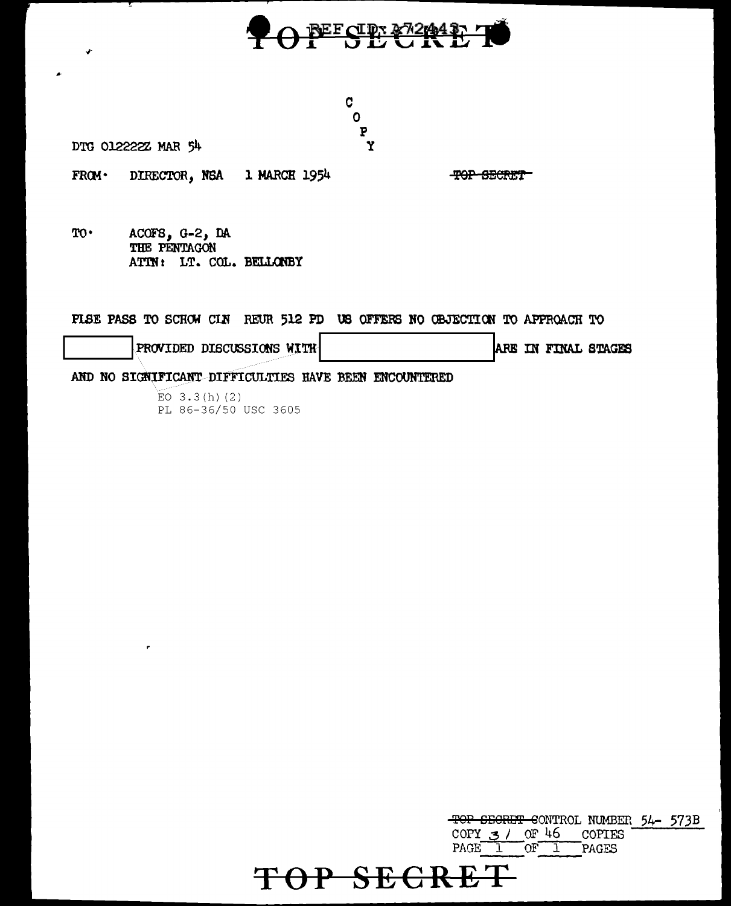TOP SECRET

REF ID: A72443

C
O
P
Y

DTG 012222Z MAR 54

FROM: DIRECTOR, NSA 1 MARCH 1954 ~~TOP SECRET~~

TO: ACOFS, G-2, DA
THE PENTAGON
ATTN: LT. COL. BELLONBY

PLSE PASS TO SCHOW CLN REUR 512 PD US OFFERS NO OBJECTION TO APPROACH TO [REDACTED] PROVIDED DISCUSSIONS WITH [REDACTED] ARE IN FINAL STAGES AND NO SIGNIFICANT DIFFICULTIES HAVE BEEN ENCOUNTERED

EO 3.3(h)(2)
PL 86-36/50 USC 3605

~~TOP SECRET~~ CONTROL NUMBER 54- 573B
COPY 31 OF 46 COPIES
PAGE 1 OF 1 PAGES

TOP SECRET